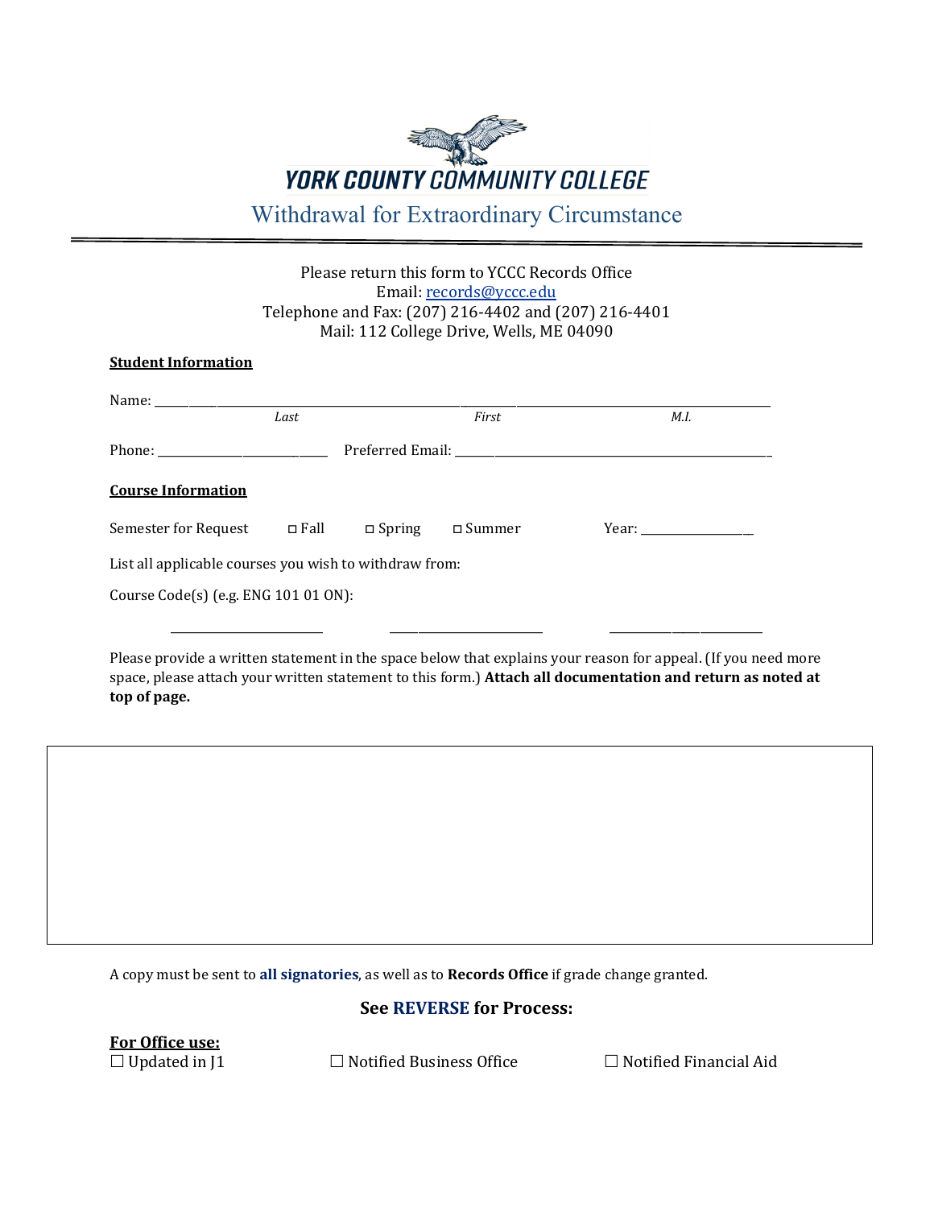# YORK COUNTY COMMUNITY COLLEGE

## Withdrawal for Extraordinary Circumstance

Please return this form to YCCC Records Office
Email: records@yccc.edu
Telephone and Fax: (207) 216-4402 and (207) 216-4401
Mail: 112 College Drive, Wells, ME 04090

**Student Information**

Name: ______________________________________________________________________________
*Last* *First* *M.I.*

Phone: ________________________ Preferred Email: ____________________________________________

**Course Information**

Semester for Request ☐ Fall ☐ Spring ☐ Summer Year: ________________

List all applicable courses you wish to withdraw from:

Course Code(s) (e.g. ENG 101 01 ON):

______________________ ______________________ ______________________

Please provide a written statement in the space below that explains your reason for appeal. (If you need more space, please attach your written statement to this form.) **Attach all documentation and return as noted at top of page.**

A copy must be sent to **all signatories**, as well as to **Records Office** if grade change granted.

**See REVERSE for Process:**

**For Office use:**

☐ Updated in J1 ☐ Notified Business Office ☐ Notified Financial Aid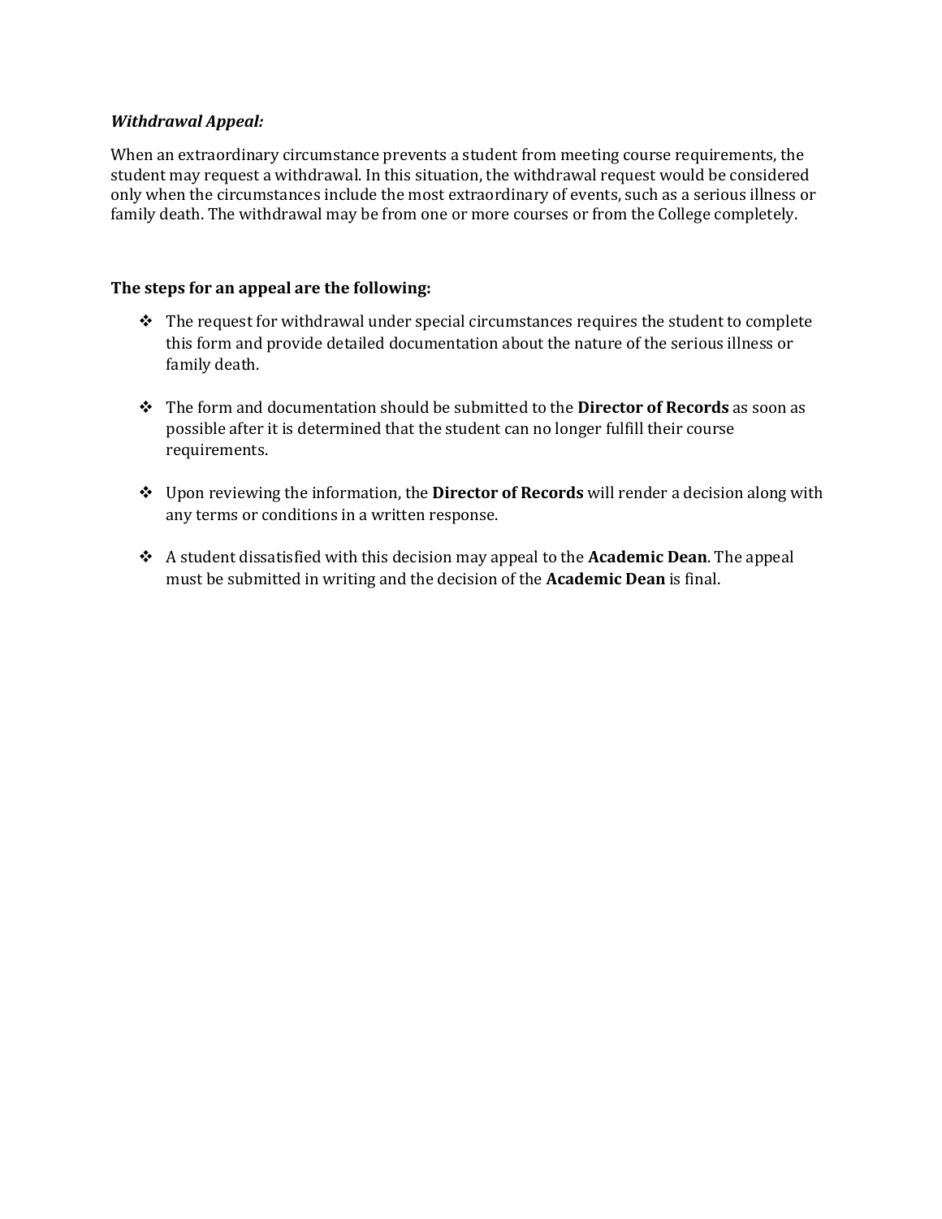***Withdrawal Appeal:***

When an extraordinary circumstance prevents a student from meeting course requirements, the student may request a withdrawal. In this situation, the withdrawal request would be considered only when the circumstances include the most extraordinary of events, such as a serious illness or family death. The withdrawal may be from one or more courses or from the College completely.

**The steps for an appeal are the following:**

- The request for withdrawal under special circumstances requires the student to complete this form and provide detailed documentation about the nature of the serious illness or family death.

- The form and documentation should be submitted to the **Director of Records** as soon as possible after it is determined that the student can no longer fulfill their course requirements.

- Upon reviewing the information, the **Director of Records** will render a decision along with any terms or conditions in a written response.

- A student dissatisfied with this decision may appeal to the **Academic Dean**. The appeal must be submitted in writing and the decision of the **Academic Dean** is final.